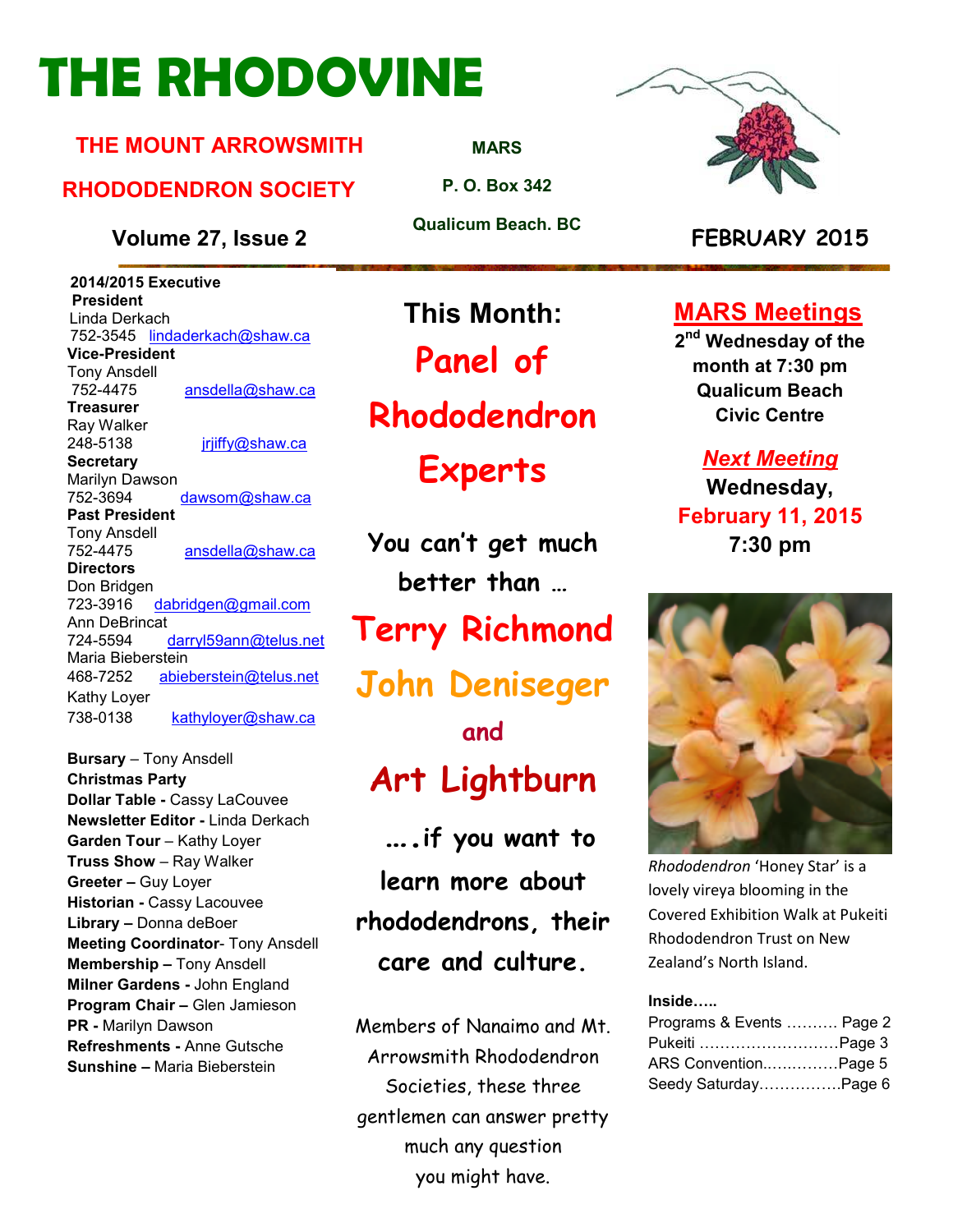# THE RHODOVINE

**THE MOUNT ARROWSMITH RHODODENDRON SOCIETY**

**MARS**
**P. O. Box 342**
**Qualicum Beach. BC**

**Volume 27, Issue 2** | **FEBRUARY 2015**

**2014/2015 Executive**

**President**
Linda Derkach
752-3545 lindaderkach@shaw.ca

**Vice-President**
Tony Ansdell
752-4475 ansdella@shaw.ca

**Treasurer**
Ray Walker
248-5138 jrjiffy@shaw.ca

**Secretary**
Marilyn Dawson
752-3694 dawsom@shaw.ca

**Past President**
Tony Ansdell
752-4475 ansdella@shaw.ca

**Directors**
Don Bridgen
723-3916 dabridgen@gmail.com
Ann DeBrincat
724-5594 darryl59ann@telus.net
Maria Bieberstein
468-7252 abieberstein@telus.net
Kathy Loyer
738-0138 kathyloyer@shaw.ca

**Bursary** – Tony Ansdell
**Christmas Party**
**Dollar Table -** Cassy LaCouvee
**Newsletter Editor -** Linda Derkach
**Garden Tour** – Kathy Loyer
**Truss Show** – Ray Walker
**Greeter –** Guy Loyer
**Historian -** Cassy Lacouvee
**Library –** Donna deBoer
**Meeting Coordinator**- Tony Ansdell
**Membership –** Tony Ansdell
**Milner Gardens -** John England
**Program Chair –** Glen Jamieson
**PR -** Marilyn Dawson
**Refreshments -** Anne Gutsche
**Sunshine –** Maria Bieberstein

## This Month:

## Panel of Rhododendron Experts

**You can't get much better than …**

**Terry Richmond**
**John Deniseger**
**and**
**Art Lightburn**

**….if you want to learn more about rhododendrons, their care and culture.**

Members of Nanaimo and Mt. Arrowsmith Rhododendron Societies, these three gentlemen can answer pretty much any question you might have.

## MARS Meetings

**2nd Wednesday of the month at 7:30 pm**
**Qualicum Beach Civic Centre**

***Next Meeting***
**Wednesday,**
**February 11, 2015**
**7:30 pm**

*Rhododendron* 'Honey Star' is a lovely vireya blooming in the Covered Exhibition Walk at Pukeiti Rhododendron Trust on New Zealand's North Island.

**Inside…..**

Programs & Events ………. Page 2
Pukeiti ……………………….Page 3
ARS Convention……………Page 5
Seedy Saturday…………….Page 6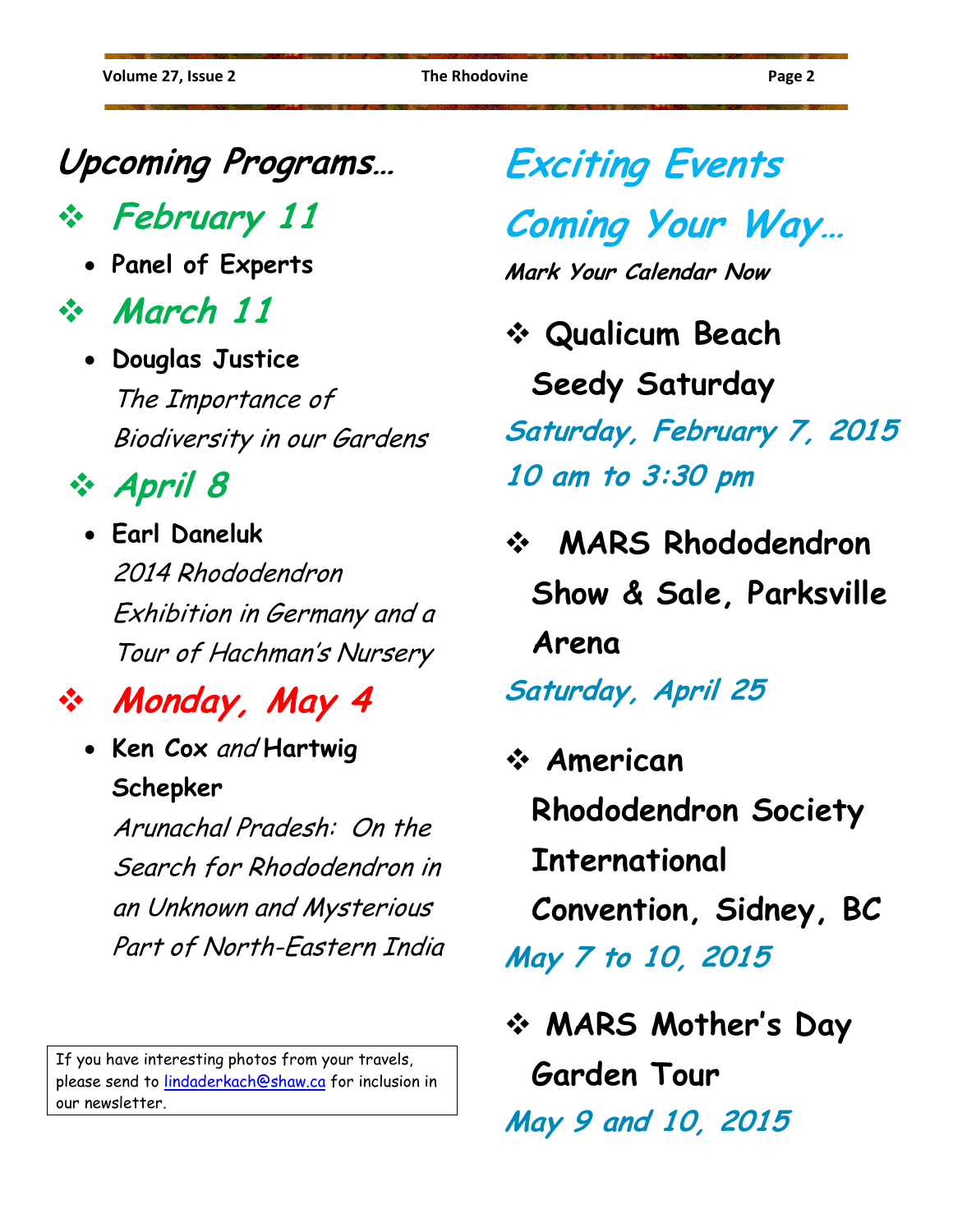# Upcoming Programs…

## February 11

- **Panel of Experts**

## March 11

- **Douglas Justice**
  *The Importance of Biodiversity in our Gardens*

## April 8

- **Earl Daneluk**
  *2014 Rhododendron Exhibition in Germany and a Tour of Hachman's Nursery*

## Monday, May 4

- **Ken Cox** *and* **Hartwig Schepker**
  *Arunachal Pradesh: On the Search for Rhododendron in an Unknown and Mysterious Part of North-Eastern India*

If you have interesting photos from your travels, please send to lindaderkach@shaw.ca for inclusion in our newsletter.

# Exciting Events Coming Your Way…

***Mark Your Calendar Now***

- **Qualicum Beach Seedy Saturday**

  ***Saturday, February 7, 2015***
  ***10 am to 3:30 pm***

- **MARS Rhododendron Show & Sale, Parksville Arena**

  ***Saturday, April 25***

- **American Rhododendron Society International Convention, Sidney, BC**

  ***May 7 to 10, 2015***

- **MARS Mother's Day Garden Tour**

  ***May 9 and 10, 2015***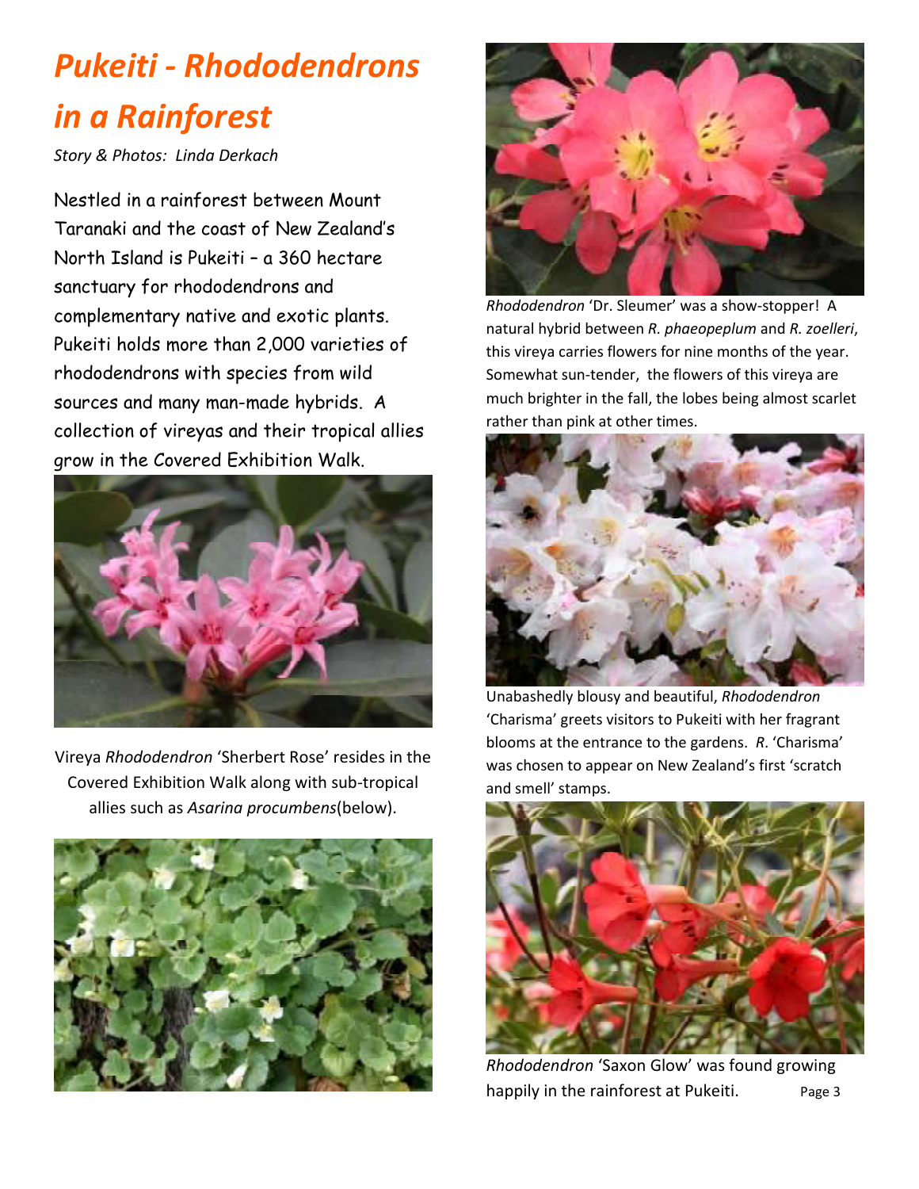# *Pukeiti - Rhododendrons in a Rainforest*

*Story & Photos: Linda Derkach*

Nestled in a rainforest between Mount Taranaki and the coast of New Zealand's North Island is Pukeiti – a 360 hectare sanctuary for rhododendrons and complementary native and exotic plants. Pukeiti holds more than 2,000 varieties of rhododendrons with species from wild sources and many man-made hybrids. A collection of vireyas and their tropical allies grow in the Covered Exhibition Walk.

Vireya *Rhododendron* 'Sherbert Rose' resides in the Covered Exhibition Walk along with sub-tropical allies such as *Asarina procumbens*(below).

*Rhododendron* 'Dr. Sleumer' was a show-stopper! A natural hybrid between *R. phaeopeplum* and *R. zoelleri*, this vireya carries flowers for nine months of the year. Somewhat sun-tender, the flowers of this vireya are much brighter in the fall, the lobes being almost scarlet rather than pink at other times.

Unabashedly blousy and beautiful, *Rhododendron* 'Charisma' greets visitors to Pukeiti with her fragrant blooms at the entrance to the gardens. *R*. 'Charisma' was chosen to appear on New Zealand's first 'scratch and smell' stamps.

*Rhododendron* 'Saxon Glow' was found growing happily in the rainforest at Pukeiti.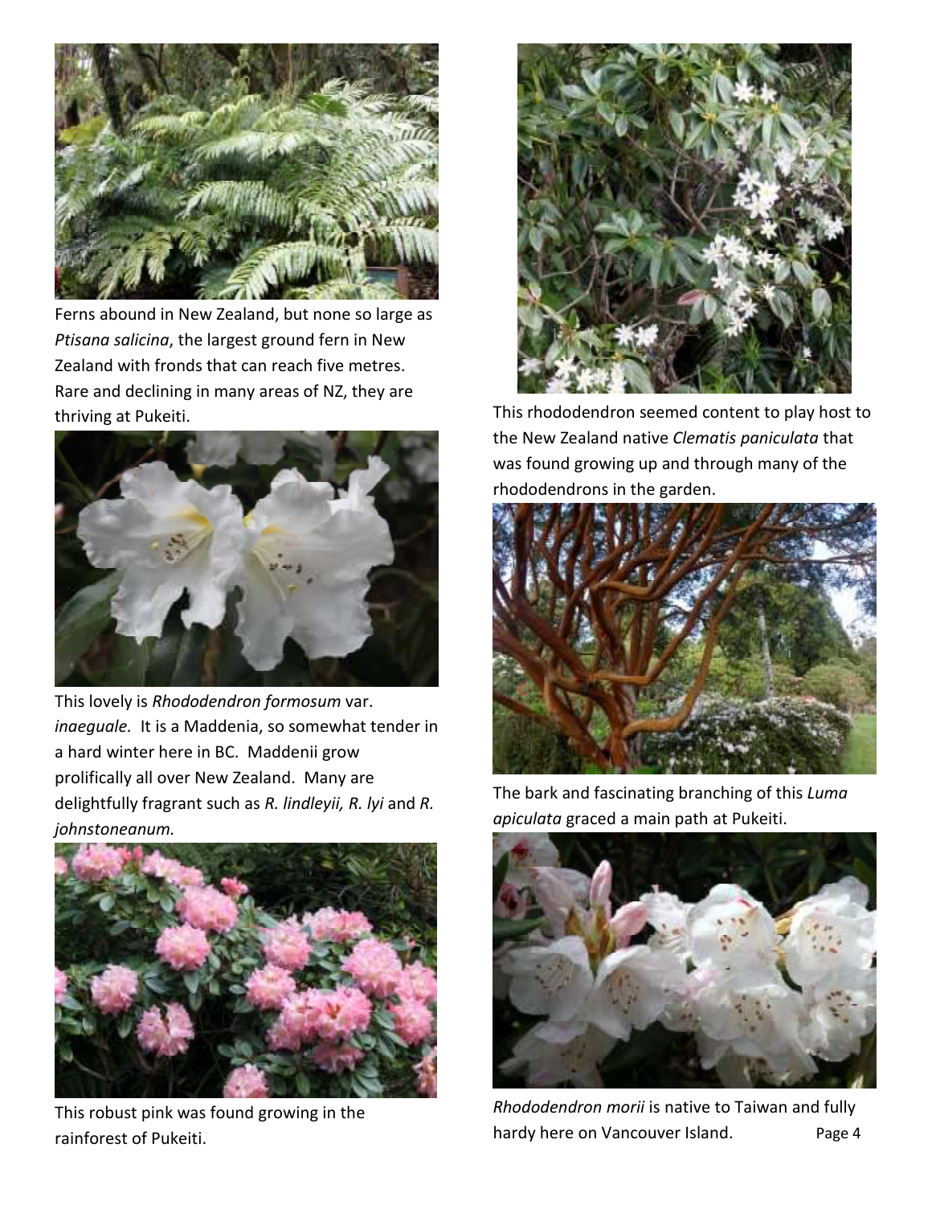Ferns abound in New Zealand, but none so large as *Ptisana salicina*, the largest ground fern in New Zealand with fronds that can reach five metres. Rare and declining in many areas of NZ, they are thriving at Pukeiti.

This lovely is *Rhododendron formosum* var. *inaeguale.* It is a Maddenia, so somewhat tender in a hard winter here in BC. Maddenii grow prolifically all over New Zealand. Many are delightfully fragrant such as *R. lindleyii, R. lyi* and *R. johnstoneanum.*

This robust pink was found growing in the rainforest of Pukeiti.

This rhododendron seemed content to play host to the New Zealand native *Clematis paniculata* that was found growing up and through many of the rhododendrons in the garden.

The bark and fascinating branching of this *Luma apiculata* graced a main path at Pukeiti.

*Rhododendron morii* is native to Taiwan and fully hardy here on Vancouver Island.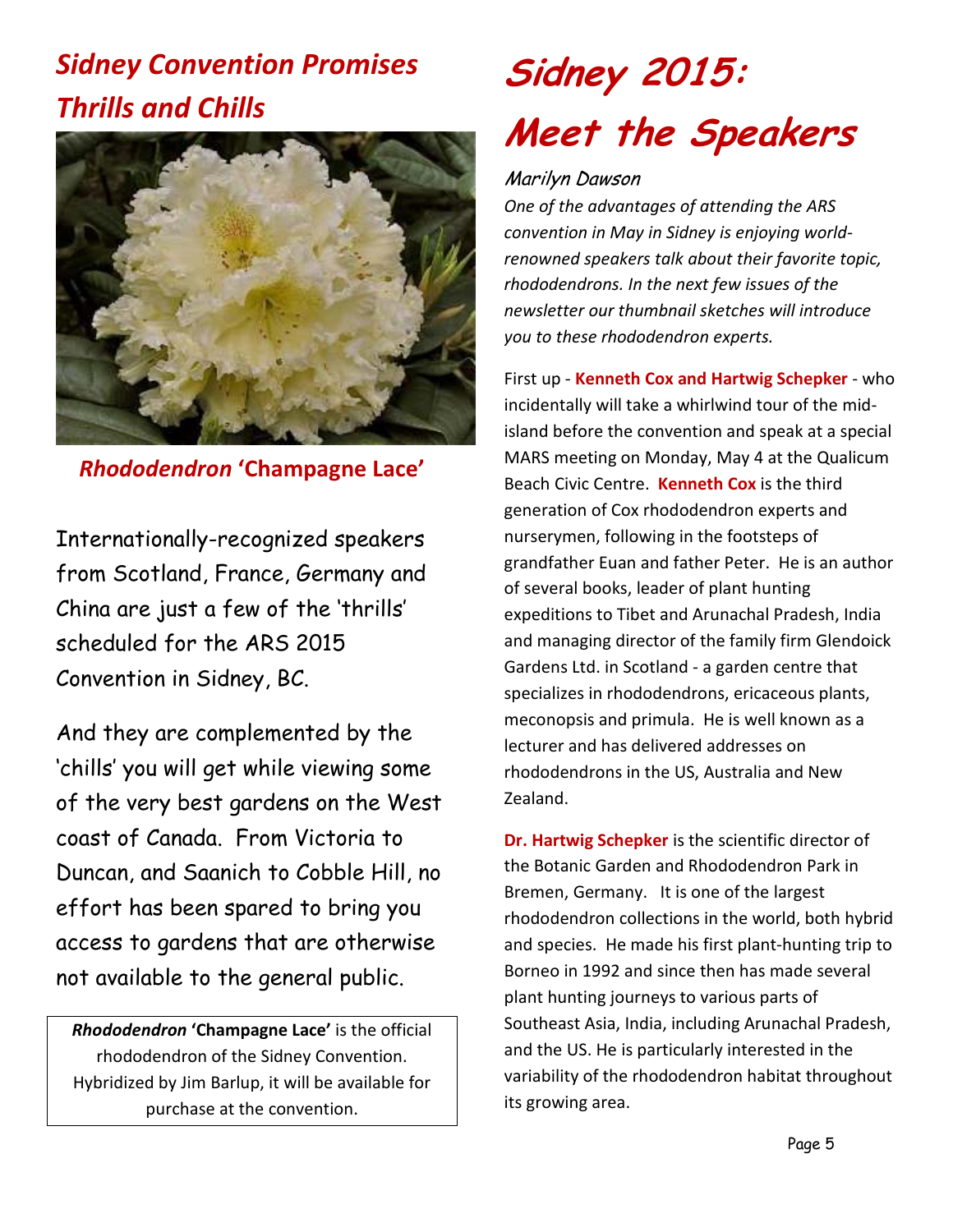## *Sidney Convention Promises Thrills and Chills*

***Rhododendron* 'Champagne Lace'**

Internationally-recognized speakers from Scotland, France, Germany and China are just a few of the 'thrills' scheduled for the ARS 2015 Convention in Sidney, BC.

And they are complemented by the 'chills' you will get while viewing some of the very best gardens on the West coast of Canada. From Victoria to Duncan, and Saanich to Cobble Hill, no effort has been spared to bring you access to gardens that are otherwise not available to the general public.

> ***Rhododendron* 'Champagne Lace'** is the official rhododendron of the Sidney Convention. Hybridized by Jim Barlup, it will be available for purchase at the convention.

# Sidney 2015: Meet the Speakers

*Marilyn Dawson*

*One of the advantages of attending the ARS convention in May in Sidney is enjoying world-renowned speakers talk about their favorite topic, rhododendrons. In the next few issues of the newsletter our thumbnail sketches will introduce you to these rhododendron experts.*

First up - **Kenneth Cox and Hartwig Schepker** - who incidentally will take a whirlwind tour of the mid-island before the convention and speak at a special MARS meeting on Monday, May 4 at the Qualicum Beach Civic Centre. **Kenneth Cox** is the third generation of Cox rhododendron experts and nurserymen, following in the footsteps of grandfather Euan and father Peter. He is an author of several books, leader of plant hunting expeditions to Tibet and Arunachal Pradesh, India and managing director of the family firm Glendoick Gardens Ltd. in Scotland - a garden centre that specializes in rhododendrons, ericaceous plants, meconopsis and primula. He is well known as a lecturer and has delivered addresses on rhododendrons in the US, Australia and New Zealand.

**Dr. Hartwig Schepker** is the scientific director of the Botanic Garden and Rhododendron Park in Bremen, Germany. It is one of the largest rhododendron collections in the world, both hybrid and species. He made his first plant-hunting trip to Borneo in 1992 and since then has made several plant hunting journeys to various parts of Southeast Asia, India, including Arunachal Pradesh, and the US. He is particularly interested in the variability of the rhododendron habitat throughout its growing area.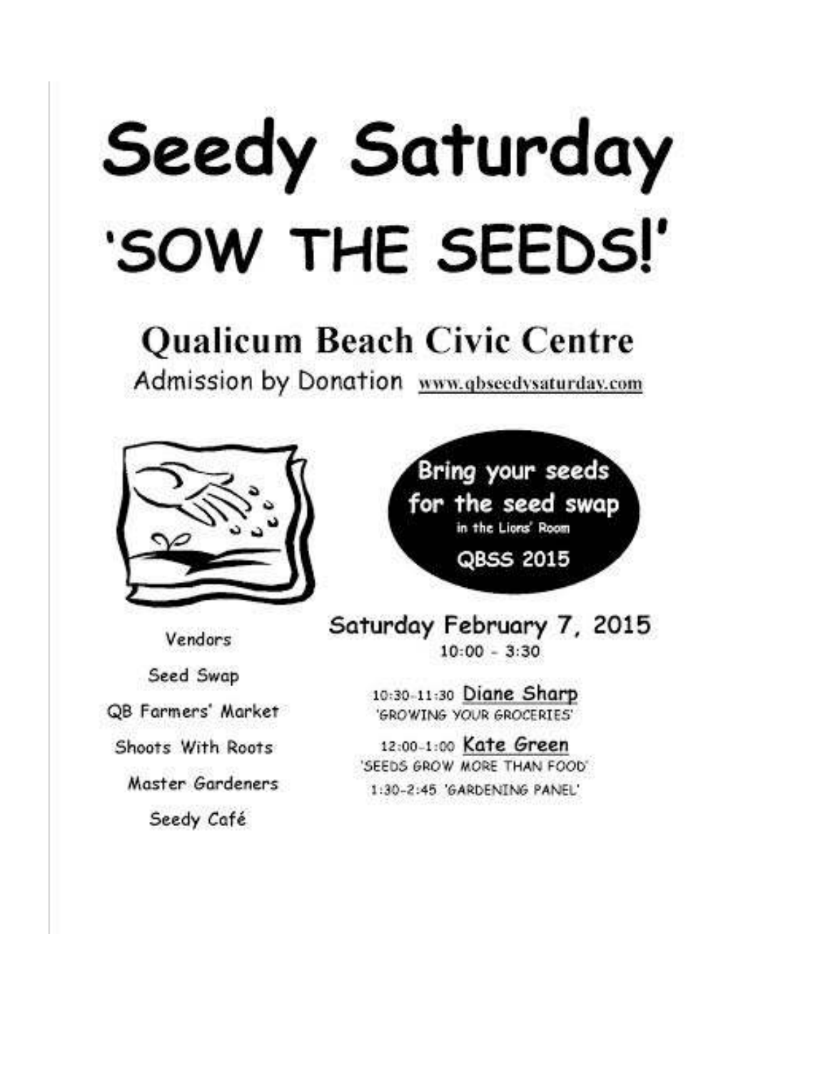# Seedy Saturday

# 'SOW THE SEEDS!'

## Qualicum Beach Civic Centre

Admission by Donation www.qbseedysaturday.com

Bring your seeds for the seed swap

in the Lions' Room

QBSS 2015

Vendors

Seed Swap

QB Farmers' Market

Shoots With Roots

Master Gardeners

Seedy Café

### Saturday February 7, 2015

10:00 - 3:30

10:30-11:30 Diane Sharp
'GROWING YOUR GROCERIES'

12:00-1:00 Kate Green
'SEEDS GROW MORE THAN FOOD'

1:30-2:45 'GARDENING PANEL'